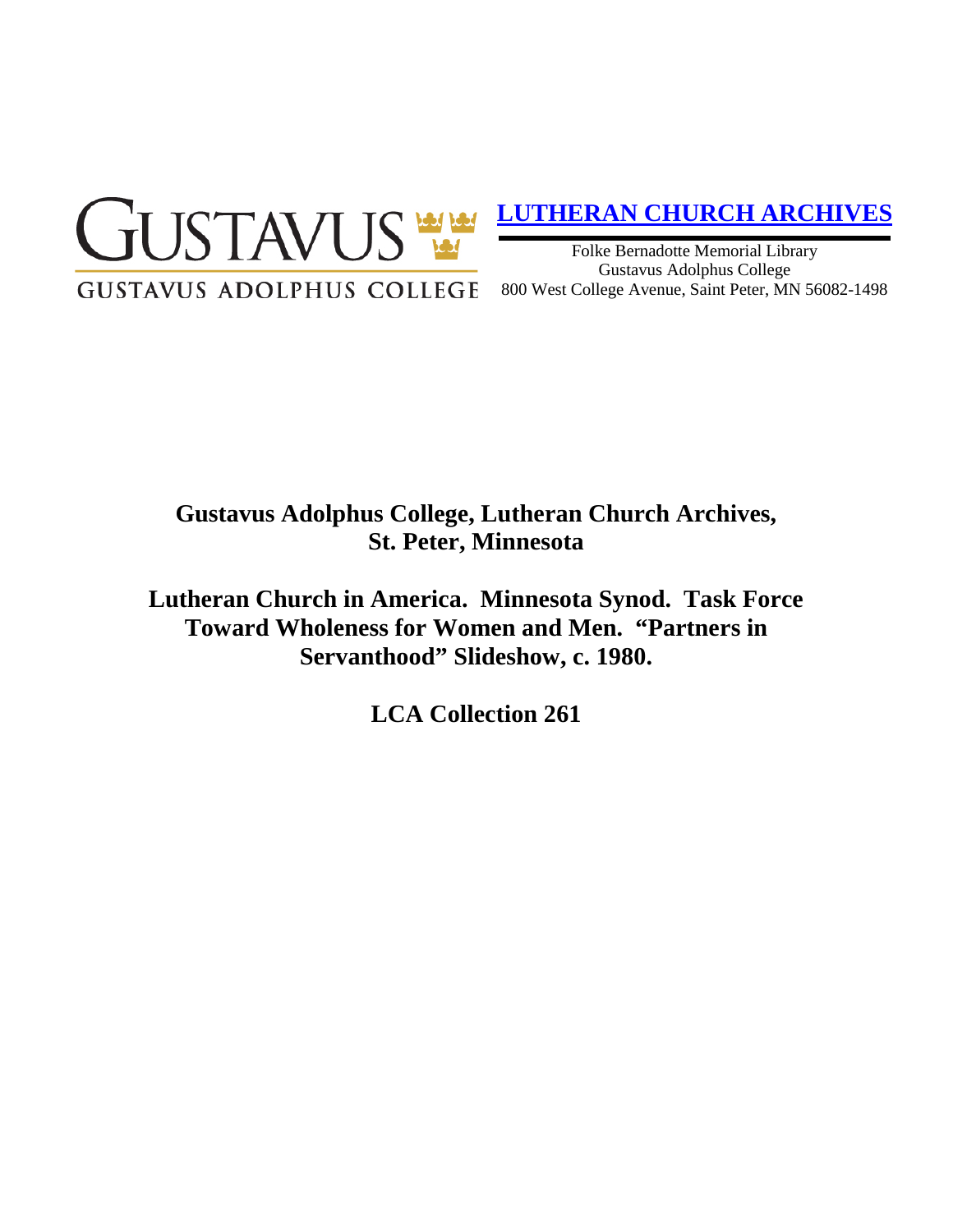GUSTAVUS

GUSTAVUS ADOLPHUS COLLEGE

**LUTHERAN CHURCH ARCHIVES**

Folke Bernadotte Memorial Library
Gustavus Adolphus College
800 West College Avenue, Saint Peter, MN 56082-1498

# Gustavus Adolphus College, Lutheran Church Archives, St. Peter, Minnesota

# Lutheran Church in America. Minnesota Synod. Task Force Toward Wholeness for Women and Men. "Partners in Servanthood" Slideshow, c. 1980.

# LCA Collection 261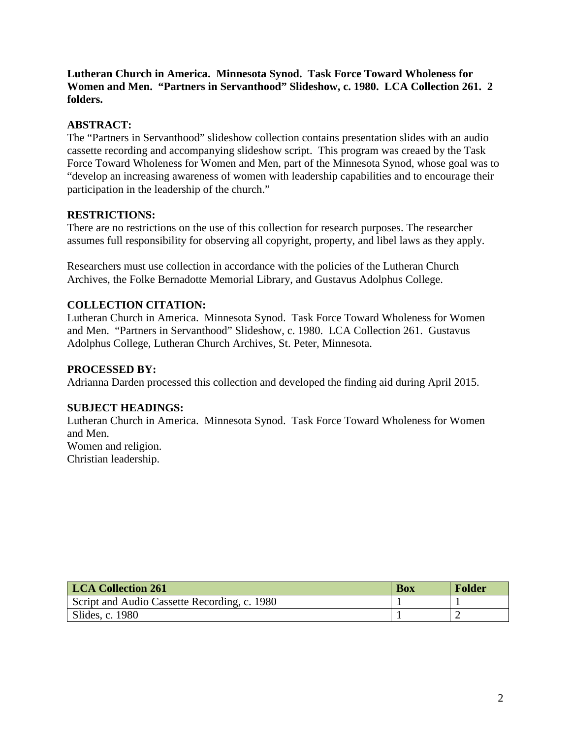**Lutheran Church in America. Minnesota Synod. Task Force Toward Wholeness for Women and Men. "Partners in Servanthood" Slideshow, c. 1980. LCA Collection 261. 2 folders.**

**ABSTRACT:**

The "Partners in Servanthood" slideshow collection contains presentation slides with an audio cassette recording and accompanying slideshow script. This program was creaed by the Task Force Toward Wholeness for Women and Men, part of the Minnesota Synod, whose goal was to "develop an increasing awareness of women with leadership capabilities and to encourage their participation in the leadership of the church."

**RESTRICTIONS:**

There are no restrictions on the use of this collection for research purposes. The researcher assumes full responsibility for observing all copyright, property, and libel laws as they apply.

Researchers must use collection in accordance with the policies of the Lutheran Church Archives, the Folke Bernadotte Memorial Library, and Gustavus Adolphus College.

**COLLECTION CITATION:**

Lutheran Church in America. Minnesota Synod. Task Force Toward Wholeness for Women and Men. "Partners in Servanthood" Slideshow, c. 1980. LCA Collection 261. Gustavus Adolphus College, Lutheran Church Archives, St. Peter, Minnesota.

**PROCESSED BY:**

Adrianna Darden processed this collection and developed the finding aid during April 2015.

**SUBJECT HEADINGS:**

Lutheran Church in America. Minnesota Synod. Task Force Toward Wholeness for Women and Men.
Women and religion.
Christian leadership.

| LCA Collection 261 | Box | Folder |
|---|---|---|
| Script and Audio Cassette Recording, c. 1980 | 1 | 1 |
| Slides, c. 1980 | 1 | 2 |